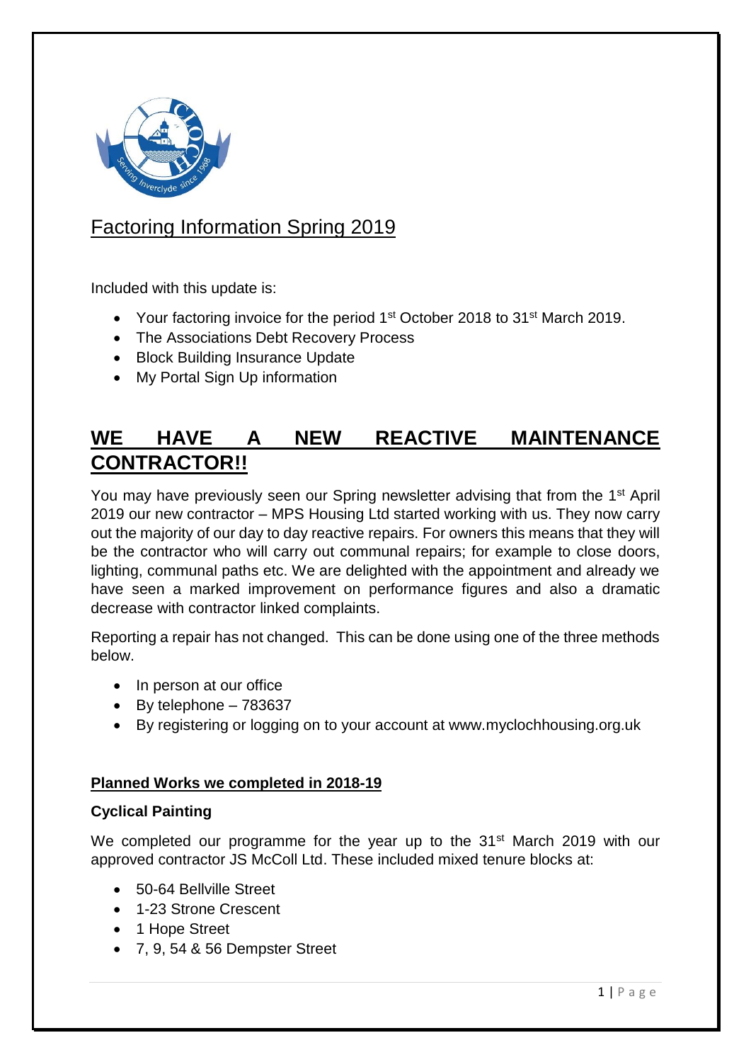# Factoring Information Spring 2019

Included with this update is:

- Your factoring invoice for the period 1st October 2018 to 31st March 2019.
- The Associations Debt Recovery Process
- Block Building Insurance Update
- My Portal Sign Up information

## WE HAVE A NEW REACTIVE MAINTENANCE CONTRACTOR!!

You may have previously seen our Spring newsletter advising that from the 1st April 2019 our new contractor – MPS Housing Ltd started working with us. They now carry out the majority of our day to day reactive repairs. For owners this means that they will be the contractor who will carry out communal repairs; for example to close doors, lighting, communal paths etc. We are delighted with the appointment and already we have seen a marked improvement on performance figures and also a dramatic decrease with contractor linked complaints.

Reporting a repair has not changed. This can be done using one of the three methods below.

- In person at our office
- By telephone – 783637
- By registering or logging on to your account at www.myclochhousing.org.uk

### Planned Works we completed in 2018-19

**Cyclical Painting**

We completed our programme for the year up to the 31st March 2019 with our approved contractor JS McColl Ltd. These included mixed tenure blocks at:

- 50-64 Bellville Street
- 1-23 Strone Crescent
- 1 Hope Street
- 7, 9, 54 & 56 Dempster Street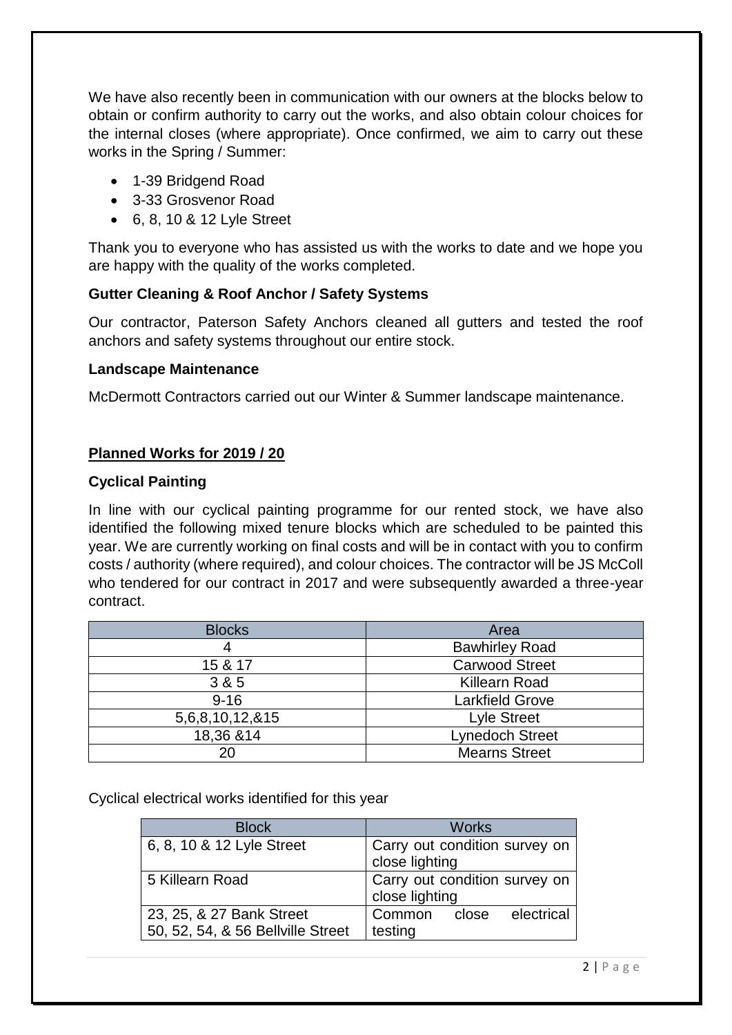We have also recently been in communication with our owners at the blocks below to obtain or confirm authority to carry out the works, and also obtain colour choices for the internal closes (where appropriate). Once confirmed, we aim to carry out these works in the Spring / Summer:

- 1-39 Bridgend Road
- 3-33 Grosvenor Road
- 6, 8, 10 & 12 Lyle Street

Thank you to everyone who has assisted us with the works to date and we hope you are happy with the quality of the works completed.

**Gutter Cleaning & Roof Anchor / Safety Systems**

Our contractor, Paterson Safety Anchors cleaned all gutters and tested the roof anchors and safety systems throughout our entire stock.

**Landscape Maintenance**

McDermott Contractors carried out our Winter & Summer landscape maintenance.

## Planned Works for 2019 / 20

**Cyclical Painting**

In line with our cyclical painting programme for our rented stock, we have also identified the following mixed tenure blocks which are scheduled to be painted this year. We are currently working on final costs and will be in contact with you to confirm costs / authority (where required), and colour choices. The contractor will be JS McColl who tendered for our contract in 2017 and were subsequently awarded a three-year contract.

| Blocks | Area |
|---|---|
| 4 | Bawhirley Road |
| 15 & 17 | Carwood Street |
| 3 & 5 | Killearn Road |
| 9-16 | Larkfield Grove |
| 5,6,8,10,12,&15 | Lyle Street |
| 18,36 &14 | Lynedoch Street |
| 20 | Mearns Street |

Cyclical electrical works identified for this year

| Block | Works |
|---|---|
| 6, 8, 10 & 12 Lyle Street | Carry out condition survey on close lighting |
| 5 Killearn Road | Carry out condition survey on close lighting |
| 23, 25, & 27 Bank Street<br>50, 52, 54, & 56 Bellville Street | Common close electrical testing |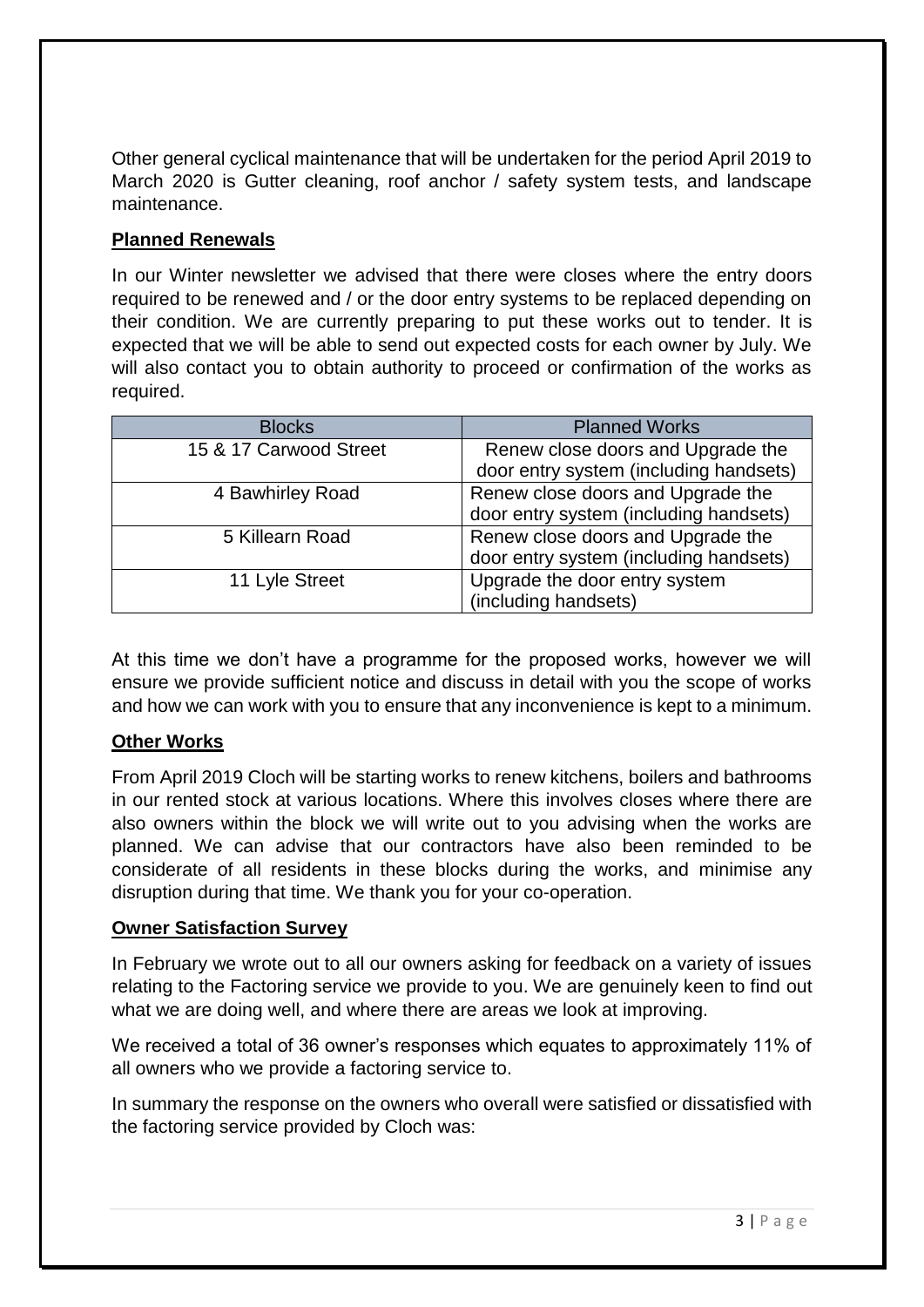Other general cyclical maintenance that will be undertaken for the period April 2019 to March 2020 is Gutter cleaning, roof anchor / safety system tests, and landscape maintenance.

## Planned Renewals

In our Winter newsletter we advised that there were closes where the entry doors required to be renewed and / or the door entry systems to be replaced depending on their condition. We are currently preparing to put these works out to tender. It is expected that we will be able to send out expected costs for each owner by July. We will also contact you to obtain authority to proceed or confirmation of the works as required.

| Blocks | Planned Works |
|---|---|
| 15 & 17 Carwood Street | Renew close doors and Upgrade the door entry system (including handsets) |
| 4 Bawhirley Road | Renew close doors and Upgrade the door entry system (including handsets) |
| 5 Killearn Road | Renew close doors and Upgrade the door entry system (including handsets) |
| 11 Lyle Street | Upgrade the door entry system (including handsets) |

At this time we don't have a programme for the proposed works, however we will ensure we provide sufficient notice and discuss in detail with you the scope of works and how we can work with you to ensure that any inconvenience is kept to a minimum.

## Other Works

From April 2019 Cloch will be starting works to renew kitchens, boilers and bathrooms in our rented stock at various locations. Where this involves closes where there are also owners within the block we will write out to you advising when the works are planned. We can advise that our contractors have also been reminded to be considerate of all residents in these blocks during the works, and minimise any disruption during that time. We thank you for your co-operation.

## Owner Satisfaction Survey

In February we wrote out to all our owners asking for feedback on a variety of issues relating to the Factoring service we provide to you. We are genuinely keen to find out what we are doing well, and where there are areas we look at improving.

We received a total of 36 owner's responses which equates to approximately 11% of all owners who we provide a factoring service to.

In summary the response on the owners who overall were satisfied or dissatisfied with the factoring service provided by Cloch was: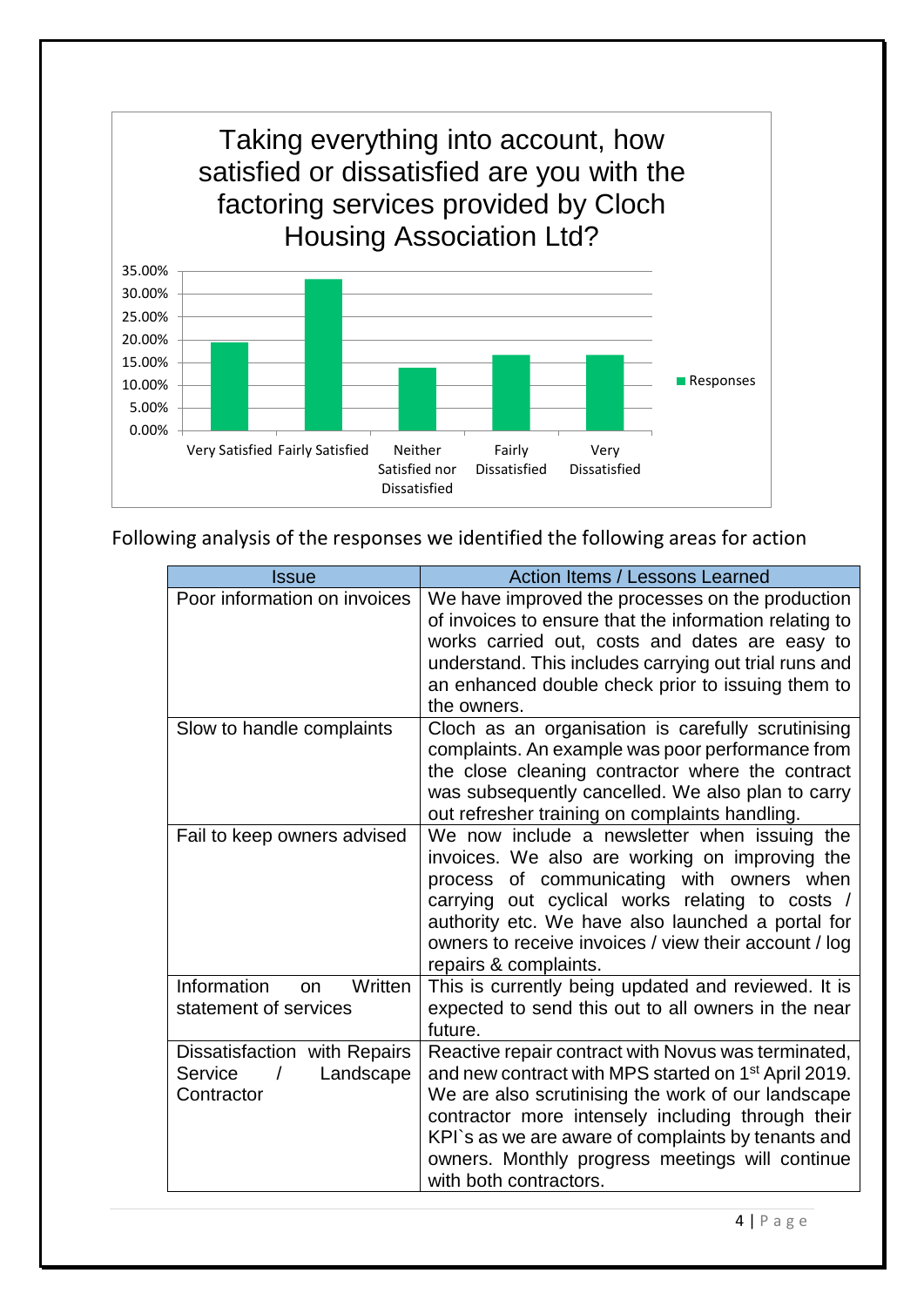Taking everything into account, how satisfied or dissatisfied are you with the factoring services provided by Cloch Housing Association Ltd?

Following analysis of the responses we identified the following areas for action

| Issue | Action Items / Lessons Learned |
|---|---|
| Poor information on invoices | We have improved the processes on the production of invoices to ensure that the information relating to works carried out, costs and dates are easy to understand. This includes carrying out trial runs and an enhanced double check prior to issuing them to the owners. |
| Slow to handle complaints | Cloch as an organisation is carefully scrutinising complaints. An example was poor performance from the close cleaning contractor where the contract was subsequently cancelled. We also plan to carry out refresher training on complaints handling. |
| Fail to keep owners advised | We now include a newsletter when issuing the invoices. We also are working on improving the process of communicating with owners when carrying out cyclical works relating to costs / authority etc. We have also launched a portal for owners to receive invoices / view their account / log repairs & complaints. |
| Information on Written statement of services | This is currently being updated and reviewed. It is expected to send this out to all owners in the near future. |
| Dissatisfaction with Repairs Service / Landscape Contractor | Reactive repair contract with Novus was terminated, and new contract with MPS started on 1st April 2019. We are also scrutinising the work of our landscape contractor more intensely including through their KPI`s as we are aware of complaints by tenants and owners. Monthly progress meetings will continue with both contractors. |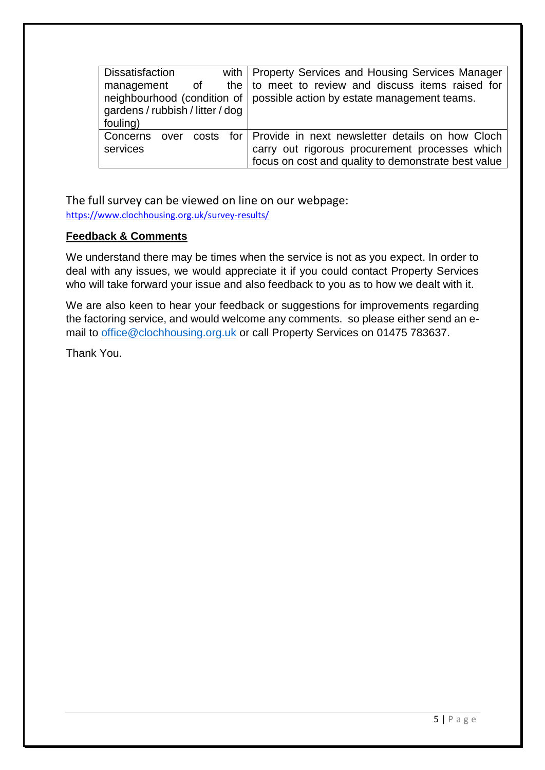| | |
|---|---|
| Dissatisfaction with management of the neighbourhood (condition of gardens / rubbish / litter / dog fouling) | Property Services and Housing Services Manager to meet to review and discuss items raised for possible action by estate management teams. |
| Concerns over costs for services | Provide in next newsletter details on how Cloch carry out rigorous procurement processes which focus on cost and quality to demonstrate best value |

The full survey can be viewed on line on our webpage:
https://www.clochhousing.org.uk/survey-results/

**Feedback & Comments**

We understand there may be times when the service is not as you expect. In order to deal with any issues, we would appreciate it if you could contact Property Services who will take forward your issue and also feedback to you as to how we dealt with it.

We are also keen to hear your feedback or suggestions for improvements regarding the factoring service, and would welcome any comments.  so please either send an e-mail to office@clochhousing.org.uk or call Property Services on 01475 783637.

Thank You.